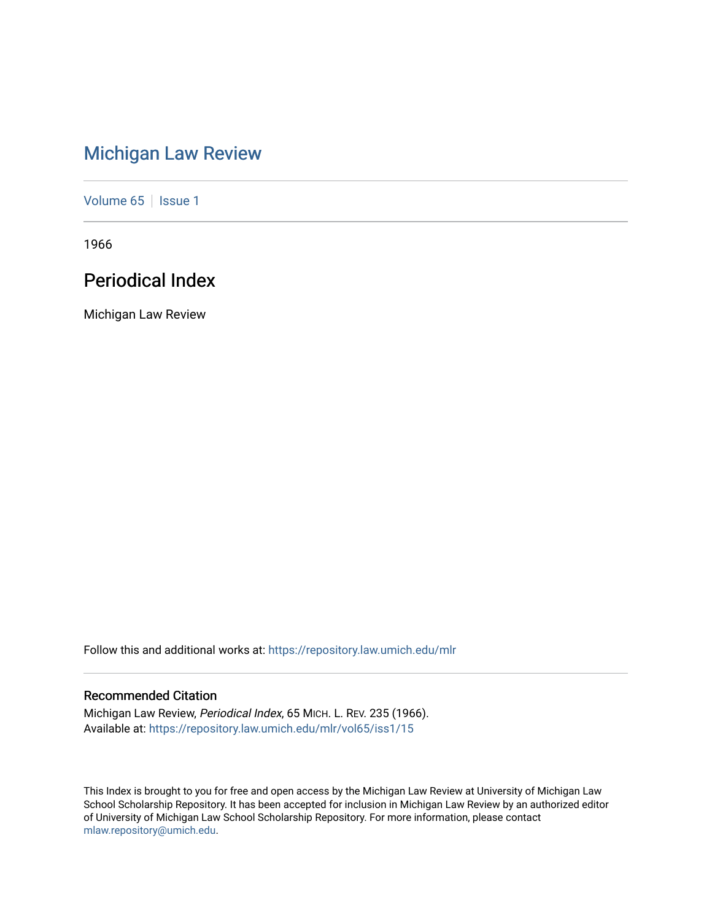# Michigan Law Review

Volume 65 | Issue 1

1966

## Periodical Index

Michigan Law Review

Follow this and additional works at: https://repository.law.umich.edu/mlr

### Recommended Citation

Michigan Law Review, *Periodical Index*, 65 MICH. L. REV. 235 (1966).
Available at: https://repository.law.umich.edu/mlr/vol65/iss1/15

This Index is brought to you for free and open access by the Michigan Law Review at University of Michigan Law School Scholarship Repository. It has been accepted for inclusion in Michigan Law Review by an authorized editor of University of Michigan Law School Scholarship Repository. For more information, please contact mlaw.repository@umich.edu.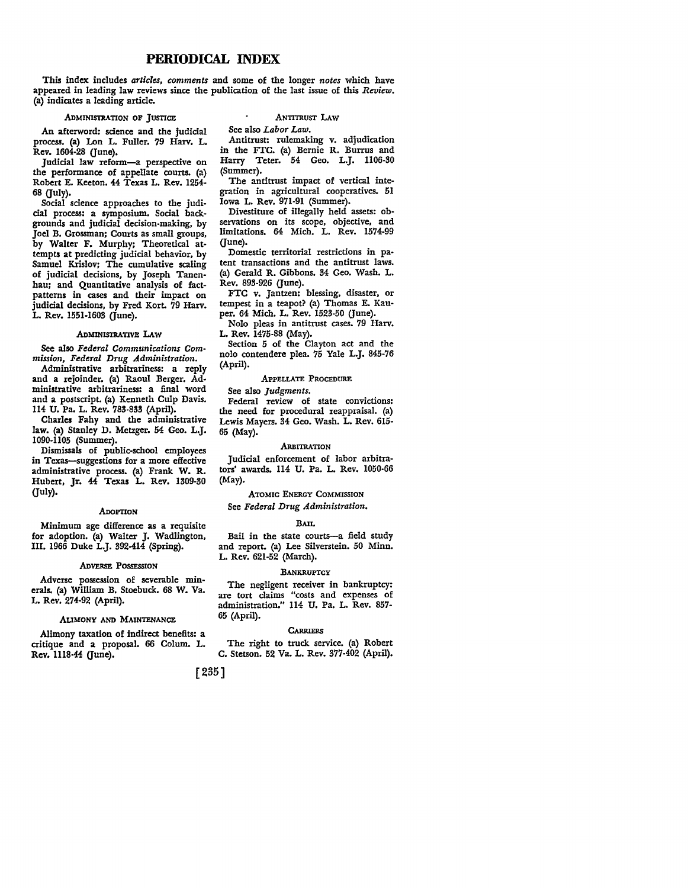# PERIODICAL INDEX

This index includes *articles, comments* and some of the longer *notes* which have appeared in leading law reviews since the publication of the last issue of this *Review.* (a) indicates a leading article.

### ADMINISTRATION OF JUSTICE

An afterword: science and the judicial process. (a) Lon L. Fuller. 79 Harv. L. Rev. 1604-28 (June).

Judicial law reform—a perspective on the performance of appellate courts. (a) Robert E. Keeton. 44 Texas L. Rev. 1254-68 (July).

Social science approaches to the judicial process: a symposium. Social backgrounds and judicial decision-making, by Joel B. Grossman; Courts as small groups, by Walter F. Murphy; Theoretical attempts at predicting judicial behavior, by Samuel Krislov; The cumulative scaling of judicial decisions, by Joseph Tanenhau; and Quantitative analysis of fact-patterns in cases and their impact on judicial decisions, by Fred Kort. 79 Harv. L. Rev. 1551-1603 (June).

### ADMINISTRATIVE LAW

See also *Federal Communications Commission, Federal Drug Administration.*

Administrative arbitrariness: a reply and a rejoinder. (a) Raoul Berger. Administrative arbitrariness: a final word and a postscript. (a) Kenneth Culp Davis. 114 U. Pa. L. Rev. 783-833 (April).

Charles Fahy and the administrative law. (a) Stanley D. Metzger. 54 Geo. L.J. 1090-1105 (Summer).

Dismissals of public-school employees in Texas—suggestions for a more effective administrative process. (a) Frank W. R. Hubert, Jr. 44 Texas L. Rev. 1309-30 (July).

### ADOPTION

Minimum age difference as a requisite for adoption. (a) Walter J. Wadlington, III. 1966 Duke L.J. 392-414 (Spring).

### ADVERSE POSSESSION

Adverse possession of severable minerals. (a) William B. Stoebuck. 68 W. Va. L. Rev. 274-92 (April).

### ALIMONY AND MAINTENANCE

Alimony taxation of indirect benefits: a critique and a proposal. 66 Colum. L. Rev. 1118-44 (June).

### ANTITRUST LAW

See also *Labor Law.*

Antitrust: rulemaking v. adjudication in the FTC. (a) Bernie R. Burrus and Harry Teter. 54 Geo. L.J. 1106-30 (Summer).

The antitrust impact of vertical integration in agricultural cooperatives. 51 Iowa L. Rev. 971-91 (Summer).

Divestiture of illegally held assets: observations on its scope, objective, and limitations. 64 Mich. L. Rev. 1574-99 (June).

Domestic territorial restrictions in patent transactions and the antitrust laws. (a) Gerald R. Gibbons. 34 Geo. Wash. L. Rev. 893-926 (June).

FTC v. Jantzen: blessing, disaster, or tempest in a teapot? (a) Thomas E. Kauper. 64 Mich. L. Rev. 1523-50 (June).

Nolo pleas in antitrust cases. 79 Harv. L. Rev. 1475-88 (May).

Section 5 of the Clayton act and the nolo contendere plea. 75 Yale L.J. 845-76 (April).

### APPELLATE PROCEDURE

See also *Judgments.*

Federal review of state convictions: the need for procedural reappraisal. (a) Lewis Mayers. 34 Geo. Wash. L. Rev. 615-65 (May).

### ARBITRATION

Judicial enforcement of labor arbitrators' awards. 114 U. Pa. L. Rev. 1050-66 (May).

### ATOMIC ENERGY COMMISSION

See *Federal Drug Administration.*

### BAIL

Bail in the state courts—a field study and report. (a) Lee Silverstein. 50 Minn. L. Rev. 621-52 (March).

### BANKRUPTCY

The negligent receiver in bankruptcy: are tort claims "costs and expenses of administration." 114 U. Pa. L. Rev. 857-65 (April).

### CARRIERS

The right to truck service. (a) Robert C. Stetson. 52 Va. L. Rev. 377-402 (April).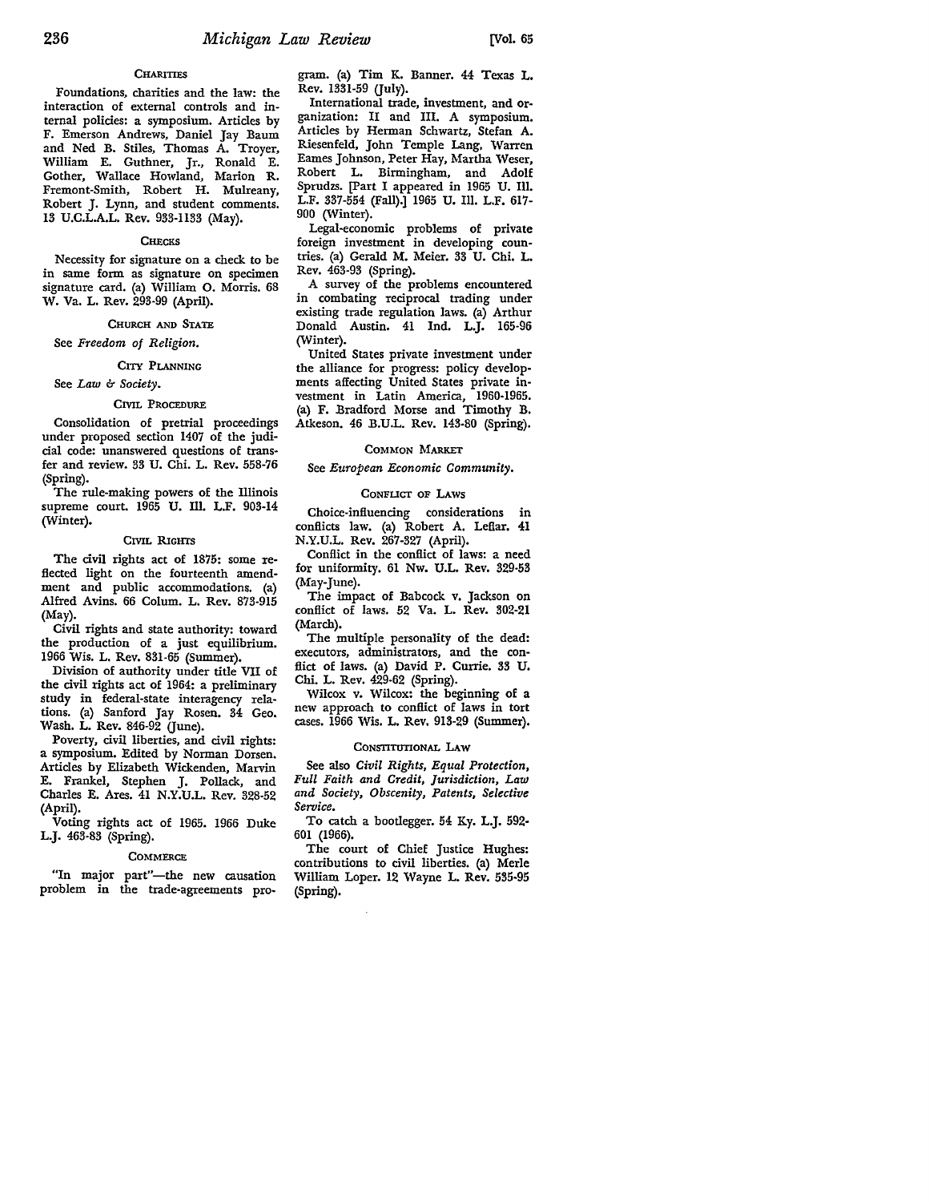### Charities

Foundations, charities and the law: the interaction of external controls and internal policies: a symposium. Articles by F. Emerson Andrews, Daniel Jay Baum and Ned B. Stiles, Thomas A. Troyer, William E. Guthner, Jr., Ronald E. Gother, Wallace Howland, Marion R. Fremont-Smith, Robert H. Mulreany, Robert J. Lynn, and student comments. 13 U.C.L.A.L. Rev. 933-1133 (May).

### Checks

Necessity for signature on a check to be in same form as signature on specimen signature card. (a) William O. Morris. 68 W. Va. L. Rev. 293-99 (April).

### Church and State

See *Freedom of Religion.*

### City Planning

See *Law & Society.*

### Civil Procedure

Consolidation of pretrial proceedings under proposed section 1407 of the judicial code: unanswered questions of transfer and review. 33 U. Chi. L. Rev. 558-76 (Spring).

The rule-making powers of the Illinois supreme court. 1965 U. Ill. L.F. 903-14 (Winter).

### Civil Rights

The civil rights act of 1875: some reflected light on the fourteenth amendment and public accommodations. (a) Alfred Avins. 66 Colum. L. Rev. 873-915 (May).

Civil rights and state authority: toward the production of a just equilibrium. 1966 Wis. L. Rev. 831-65 (Summer).

Division of authority under title VII of the civil rights act of 1964: a preliminary study in federal-state interagency relations. (a) Sanford Jay Rosen. 34 Geo. Wash. L. Rev. 846-92 (June).

Poverty, civil liberties, and civil rights: a symposium. Edited by Norman Dorsen. Articles by Elizabeth Wickenden, Marvin E. Frankel, Stephen J. Pollack, and Charles E. Ares. 41 N.Y.U.L. Rev. 328-52 (April).

Voting rights act of 1965. 1966 Duke L.J. 463-83 (Spring).

### Commerce

"In major part"—the new causation problem in the trade-agreements program. (a) Tim K. Banner. 44 Texas L. Rev. 1331-59 (July).

International trade, investment, and organization: II and III. A symposium. Articles by Herman Schwartz, Stefan A. Riesenfeld, John Temple Lang, Warren Eames Johnson, Peter Hay, Martha Weser, Robert L. Birmingham, and Adolf Sprudzs. [Part I appeared in 1965 U. Ill. L.F. 337-554 (Fall).] 1965 U. Ill. L.F. 617-900 (Winter).

Legal-economic problems of private foreign investment in developing countries. (a) Gerald M. Meier. 33 U. Chi. L. Rev. 463-93 (Spring).

A survey of the problems encountered in combating reciprocal trading under existing trade regulation laws. (a) Arthur Donald Austin. 41 Ind. L.J. 165-96 (Winter).

United States private investment under the alliance for progress: policy developments affecting United States private investment in Latin America, 1960-1965. (a) F. Bradford Morse and Timothy B. Atkeson. 46 B.U.L. Rev. 143-80 (Spring).

### Common Market

See *European Economic Community.*

### Conflict of Laws

Choice-influencing considerations in conflicts law. (a) Robert A. Leflar. 41 N.Y.U.L. Rev. 267-327 (April).

Conflict in the conflict of laws: a need for uniformity. 61 Nw. U.L. Rev. 329-53 (May-June).

The impact of Babcock v. Jackson on conflict of laws. 52 Va. L. Rev. 302-21 (March).

The multiple personality of the dead: executors, administrators, and the conflict of laws. (a) David P. Currie. 33 U. Chi. L. Rev. 429-62 (Spring).

Wilcox v. Wilcox: the beginning of a new approach to conflict of laws in tort cases. 1966 Wis. L. Rev. 913-29 (Summer).

### Constitutional Law

See also *Civil Rights, Equal Protection, Full Faith and Credit, Jurisdiction, Law and Society, Obscenity, Patents, Selective Service.*

To catch a bootlegger. 54 Ky. L.J. 592-601 (1966).

The court of Chief Justice Hughes: contributions to civil liberties. (a) Merle William Loper. 12 Wayne L. Rev. 535-95 (Spring).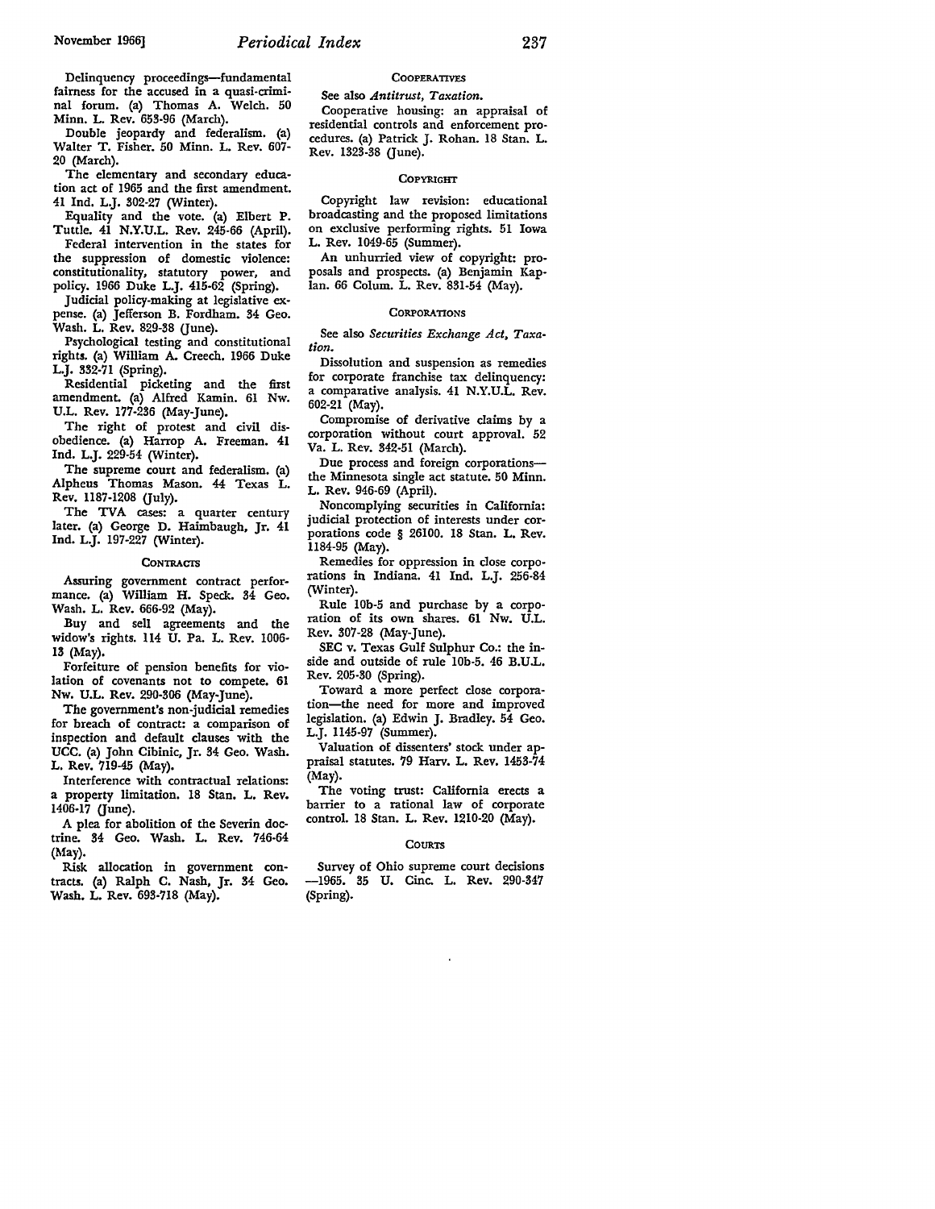Delinquency proceedings—fundamental fairness for the accused in a quasi-criminal forum. (a) Thomas A. Welch. 50 Minn. L. Rev. 653-96 (March).

Double jeopardy and federalism. (a) Walter T. Fisher. 50 Minn. L. Rev. 607-20 (March).

The elementary and secondary education act of 1965 and the first amendment. 41 Ind. L.J. 302-27 (Winter).

Equality and the vote. (a) Elbert P. Tuttle. 41 N.Y.U.L. Rev. 245-66 (April).

Federal intervention in the states for the suppression of domestic violence: constitutionality, statutory power, and policy. 1966 Duke L.J. 415-62 (Spring).

Judicial policy-making at legislative expense. (a) Jefferson B. Fordham. 34 Geo. Wash. L. Rev. 829-38 (June).

Psychological testing and constitutional rights. (a) William A. Creech. 1966 Duke L.J. 332-71 (Spring).

Residential picketing and the first amendment. (a) Alfred Kamin. 61 Nw. U.L. Rev. 177-236 (May-June).

The right of protest and civil disobedience. (a) Harrop A. Freeman. 41 Ind. L.J. 229-54 (Winter).

The supreme court and federalism. (a) Alpheus Thomas Mason. 44 Texas L. Rev. 1187-1208 (July).

The TVA cases: a quarter century later. (a) George D. Haimbaugh, Jr. 41 Ind. L.J. 197-227 (Winter).

### Contracts

Assuring government contract performance. (a) William H. Speck. 34 Geo. Wash. L. Rev. 666-92 (May).

Buy and sell agreements and the widow's rights. 114 U. Pa. L. Rev. 1006-13 (May).

Forfeiture of pension benefits for violation of covenants not to compete. 61 Nw. U.L. Rev. 290-306 (May-June).

The government's non-judicial remedies for breach of contract: a comparison of inspection and default clauses with the UCC. (a) John Cibinic, Jr. 34 Geo. Wash. L. Rev. 719-45 (May).

Interference with contractual relations: a property limitation. 18 Stan. L. Rev. 1406-17 (June).

A plea for abolition of the Severin doctrine. 34 Geo. Wash. L. Rev. 746-64 (May).

Risk allocation in government contracts. (a) Ralph C. Nash, Jr. 34 Geo. Wash. L. Rev. 693-718 (May).

### Cooperatives

See also *Antitrust, Taxation.*

Cooperative housing: an appraisal of residential controls and enforcement procedures. (a) Patrick J. Rohan. 18 Stan. L. Rev. 1323-38 (June).

### Copyright

Copyright law revision: educational broadcasting and the proposed limitations on exclusive performing rights. 51 Iowa L. Rev. 1049-65 (Summer).

An unhurried view of copyright: proposals and prospects. (a) Benjamin Kaplan. 66 Colum. L. Rev. 831-54 (May).

### Corporations

See also *Securities Exchange Act, Taxation.*

Dissolution and suspension as remedies for corporate franchise tax delinquency: a comparative analysis. 41 N.Y.U.L. Rev. 602-21 (May).

Compromise of derivative claims by a corporation without court approval. 52 Va. L. Rev. 342-51 (March).

Due process and foreign corporations—the Minnesota single act statute. 50 Minn. L. Rev. 946-69 (April).

Noncomplying securities in California: judicial protection of interests under corporations code § 26100. 18 Stan. L. Rev. 1184-95 (May).

Remedies for oppression in close corporations in Indiana. 41 Ind. L.J. 256-84 (Winter).

Rule 10b-5 and purchase by a corporation of its own shares. 61 Nw. U.L. Rev. 307-28 (May-June).

SEC v. Texas Gulf Sulphur Co.: the inside and outside of rule 10b-5. 46 B.U.L. Rev. 205-30 (Spring).

Toward a more perfect close corporation—the need for more and improved legislation. (a) Edwin J. Bradley. 54 Geo. L.J. 1145-97 (Summer).

Valuation of dissenters' stock under appraisal statutes. 79 Harv. L. Rev. 1453-74 (May).

The voting trust: California erects a barrier to a rational law of corporate control. 18 Stan. L. Rev. 1210-20 (May).

### Courts

Survey of Ohio supreme court decisions —1965. 35 U. Cinc. L. Rev. 290-347 (Spring).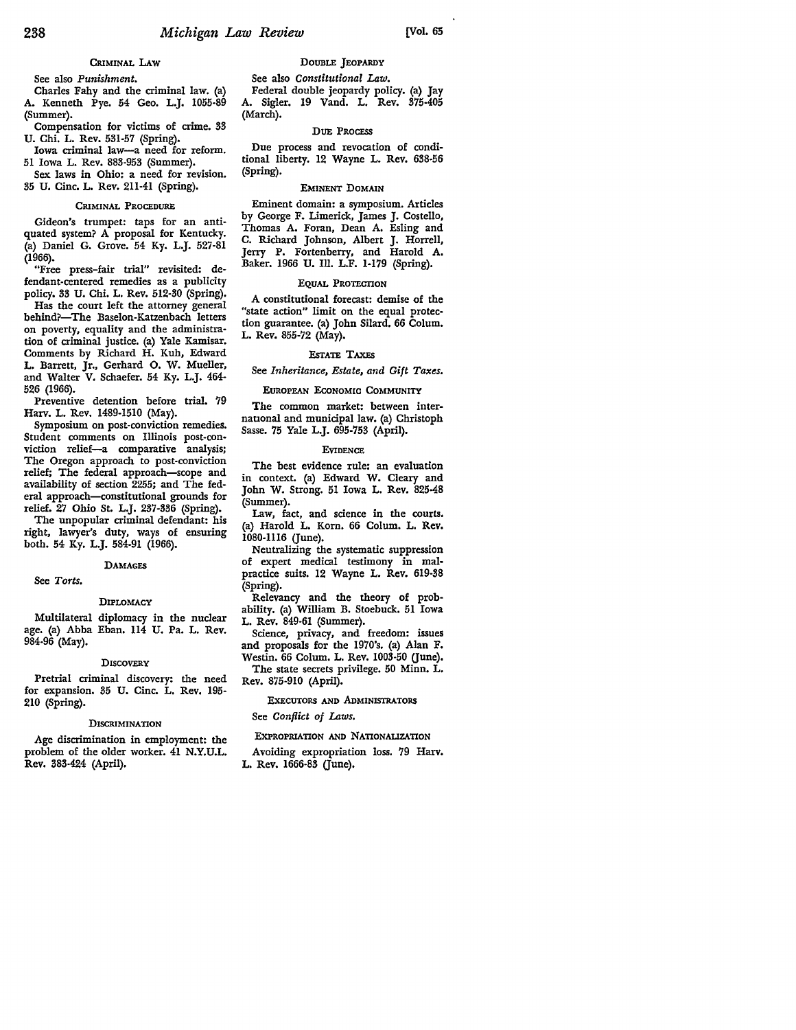### CRIMINAL LAW

See also *Punishment.*

Charles Fahy and the criminal law. (a) A. Kenneth Pye. 54 Geo. L.J. 1055-89 (Summer).

Compensation for victims of crime. 33 U. Chi. L. Rev. 531-57 (Spring).

Iowa criminal law—a need for reform. 51 Iowa L. Rev. 883-953 (Summer).

Sex laws in Ohio: a need for revision. 35 U. Cinc. L. Rev. 211-41 (Spring).

### CRIMINAL PROCEDURE

Gideon's trumpet: taps for an antiquated system? A proposal for Kentucky. (a) Daniel G. Grove. 54 Ky. L.J. 527-81 (1966).

"Free press-fair trial" revisited: defendant-centered remedies as a publicity policy. 33 U. Chi. L. Rev. 512-30 (Spring).

Has the court left the attorney general behind?—The Baselon-Katzenbach letters on poverty, equality and the administration of criminal justice. (a) Yale Kamisar. Comments by Richard H. Kuh, Edward L. Barrett, Jr., Gerhard O. W. Mueller, and Walter V. Schaefer. 54 Ky. L.J. 464-526 (1966).

Preventive detention before trial. 79 Harv. L. Rev. 1489-1510 (May).

Symposium on post-conviction remedies. Student comments on Illinois post-conviction relief—a comparative analysis; The Oregon approach to post-conviction relief; The federal approach—scope and availability of section 2255; and The federal approach—constitutional grounds for relief. 27 Ohio St. L.J. 237-336 (Spring).

The unpopular criminal defendant: his right, lawyer's duty, ways of ensuring both. 54 Ky. L.J. 584-91 (1966).

### DAMAGES

See *Torts.*

### DIPLOMACY

Multilateral diplomacy in the nuclear age. (a) Abba Eban. 114 U. Pa. L. Rev. 984-96 (May).

### DISCOVERY

Pretrial criminal discovery: the need for expansion. 35 U. Cinc. L. Rev. 195-210 (Spring).

### DISCRIMINATION

Age discrimination in employment: the problem of the older worker. 41 N.Y.U.L. Rev. 383-424 (April).

### DOUBLE JEOPARDY

See also *Constitutional Law.*

Federal double jeopardy policy. (a) Jay A. Sigler. 19 Vand. L. Rev. 375-405 (March).

### DUE PROCESS

Due process and revocation of conditional liberty. 12 Wayne L. Rev. 638-56 (Spring).

### EMINENT DOMAIN

Eminent domain: a symposium. Articles by George F. Limerick, James J. Costello, Thomas A. Foran, Dean A. Esling and C. Richard Johnson, Albert J. Horrell, Jerry P. Fortenberry, and Harold A. Baker. 1966 U. Ill. L.F. 1-179 (Spring).

### EQUAL PROTECTION

A constitutional forecast: demise of the "state action" limit on the equal protection guarantee. (a) John Silard. 66 Colum. L. Rev. 855-72 (May).

### ESTATE TAXES

See *Inheritance, Estate, and Gift Taxes.*

### EUROPEAN ECONOMIC COMMUNITY

The common market: between international and municipal law. (a) Christoph Sasse. 75 Yale L.J. 695-753 (April).

### EVIDENCE

The best evidence rule: an evaluation in context. (a) Edward W. Cleary and John W. Strong. 51 Iowa L. Rev. 825-48 (Summer).

Law, fact, and science in the courts. (a) Harold L. Korn. 66 Colum. L. Rev. 1080-1116 (June).

Neutralizing the systematic suppression of expert medical testimony in malpractice suits. 12 Wayne L. Rev. 619-38 (Spring).

Relevancy and the theory of probability. (a) William B. Stoebuck. 51 Iowa L. Rev. 849-61 (Summer).

Science, privacy, and freedom: issues and proposals for the 1970's. (a) Alan F. Westin. 66 Colum. L. Rev. 1003-50 (June).

The state secrets privilege. 50 Minn. L. Rev. 875-910 (April).

### EXECUTORS AND ADMINISTRATORS

See *Conflict of Laws.*

### EXPROPRIATION AND NATIONALIZATION

Avoiding expropriation loss. 79 Harv. L. Rev. 1666-83 (June).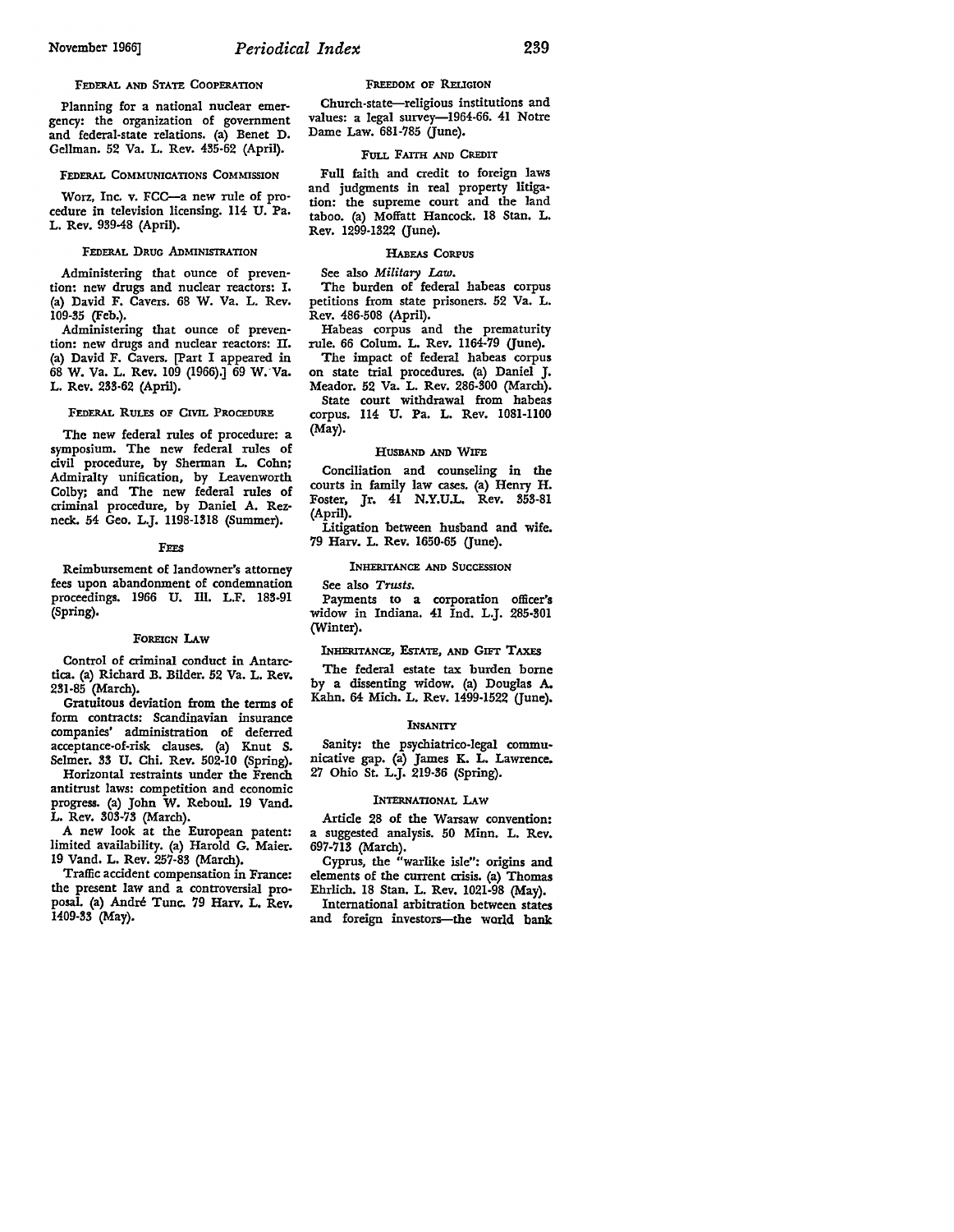#### FEDERAL AND STATE COOPERATION

Planning for a national nuclear emergency: the organization of government and federal-state relations. (a) Benet D. Gellman. 52 Va. L. Rev. 435-62 (April).

#### FEDERAL COMMUNICATIONS COMMISSION

Worz, Inc. v. FCC—a new rule of procedure in television licensing. 114 U. Pa. L. Rev. 939-48 (April).

#### FEDERAL DRUG ADMINISTRATION

Administering that ounce of prevention: new drugs and nuclear reactors: I. (a) David F. Cavers. 68 W. Va. L. Rev. 109-35 (Feb.).

Administering that ounce of prevention: new drugs and nuclear reactors: II. (a) David F. Cavers. [Part I appeared in 68 W. Va. L. Rev. 109 (1966).] 69 W. Va. L. Rev. 233-62 (April).

#### FEDERAL RULES OF CIVIL PROCEDURE

The new federal rules of procedure: a symposium. The new federal rules of civil procedure, by Sherman L. Cohn; Admiralty unification, by Leavenworth Colby; and The new federal rules of criminal procedure, by Daniel A. Rezneck. 54 Geo. L.J. 1198-1318 (Summer).

#### FEES

Reimbursement of landowner's attorney fees upon abandonment of condemnation proceedings. 1966 U. Ill. L.F. 183-91 (Spring).

#### FOREIGN LAW

Control of criminal conduct in Antarctica. (a) Richard B. Bilder. 52 Va. L. Rev. 231-85 (March).

Gratuitous deviation from the terms of form contracts: Scandinavian insurance companies' administration of deferred acceptance-of-risk clauses. (a) Knut S. Selmer. 33 U. Chi. Rev. 502-10 (Spring).

Horizontal restraints under the French antitrust laws: competition and economic progress. (a) John W. Reboul. 19 Vand. L. Rev. 303-73 (March).

A new look at the European patent: limited availability. (a) Harold G. Maier. 19 Vand. L. Rev. 257-83 (March).

Traffic accident compensation in France: the present law and a controversial proposal. (a) André Tunc. 79 Harv. L. Rev. 1409-33 (May).

#### FREEDOM OF RELIGION

Church-state—religious institutions and values: a legal survey—1964-66. 41 Notre Dame Law. 681-785 (June).

#### FULL FAITH AND CREDIT

Full faith and credit to foreign laws and judgments in real property litigation: the supreme court and the land taboo. (a) Moffatt Hancock. 18 Stan. L. Rev. 1299-1322 (June).

#### HABEAS CORPUS

See also *Military Law.*

The burden of federal habeas corpus petitions from state prisoners. 52 Va. L. Rev. 486-508 (April).

Habeas corpus and the prematurity rule. 66 Colum. L. Rev. 1164-79 (June).

The impact of federal habeas corpus on state trial procedures. (a) Daniel J. Meador. 52 Va. L. Rev. 286-300 (March).

State court withdrawal from habeas corpus. 114 U. Pa. L. Rev. 1081-1100 (May).

#### HUSBAND AND WIFE

Conciliation and counseling in the courts in family law cases. (a) Henry H. Foster, Jr. 41 N.Y.U.L. Rev. 353-81 (April).

Litigation between husband and wife. 79 Harv. L. Rev. 1650-65 (June).

#### INHERITANCE AND SUCCESSION

See also *Trusts.*

Payments to a corporation officer's widow in Indiana. 41 Ind. L.J. 285-301 (Winter).

#### INHERITANCE, ESTATE, AND GIFT TAXES

The federal estate tax burden borne by a dissenting widow. (a) Douglas A. Kahn. 64 Mich. L. Rev. 1499-1522 (June).

#### INSANITY

Sanity: the psychiatrico-legal communicative gap. (a) James K. L. Lawrence. 27 Ohio St. L.J. 219-36 (Spring).

#### INTERNATIONAL LAW

Article 28 of the Warsaw convention: a suggested analysis. 50 Minn. L. Rev. 697-713 (March).

Cyprus, the "warlike isle": origins and elements of the current crisis. (a) Thomas Ehrlich. 18 Stan. L. Rev. 1021-98 (May).

International arbitration between states and foreign investors—the world bank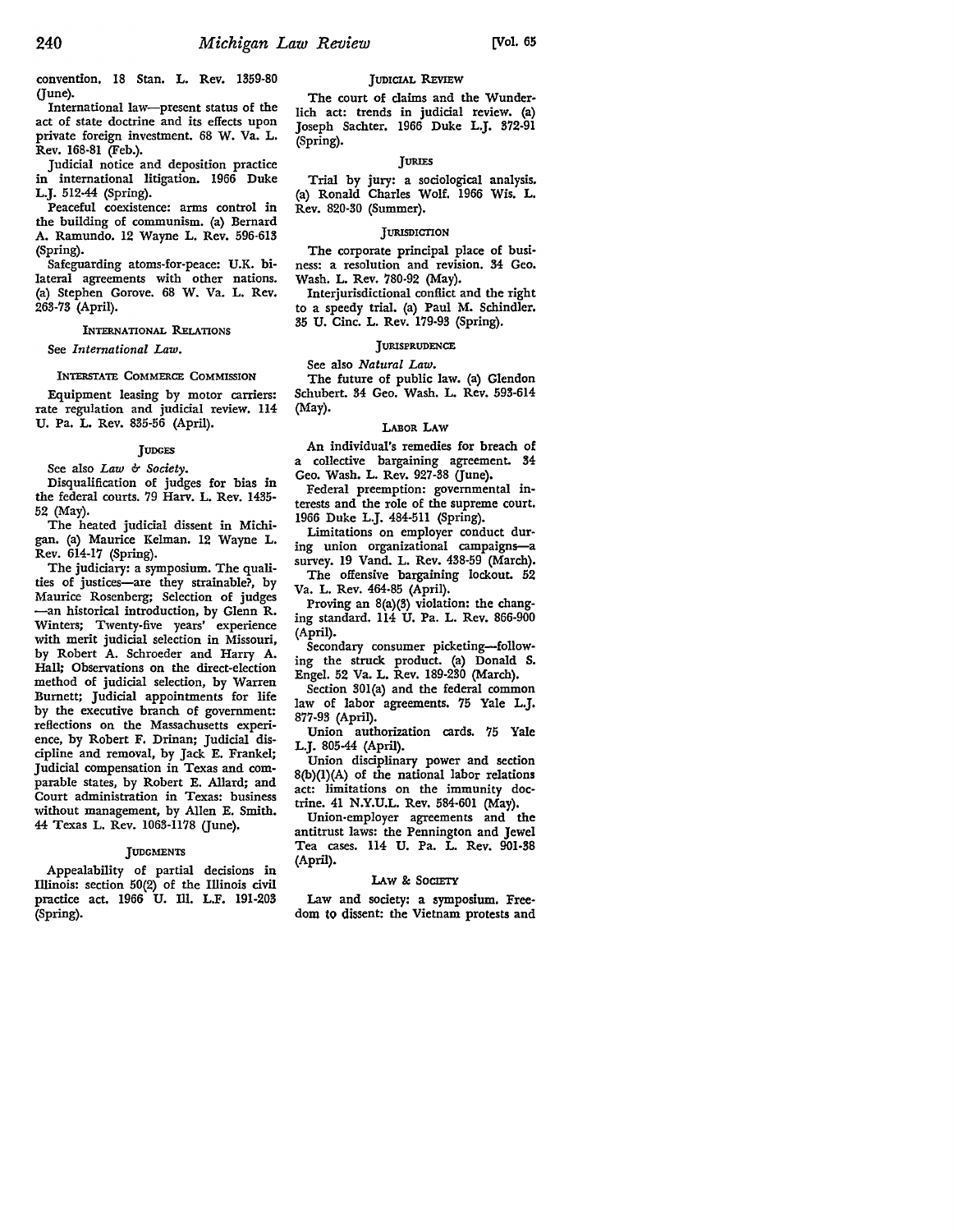convention. 18 Stan. L. Rev. 1359-80 (June).

International law—present status of the act of state doctrine and its effects upon private foreign investment. 68 W. Va. L. Rev. 168-81 (Feb.).

Judicial notice and deposition practice in international litigation. 1966 Duke L.J. 512-44 (Spring).

Peaceful coexistence: arms control in the building of communism. (a) Bernard A. Ramundo. 12 Wayne L. Rev. 596-613 (Spring).

Safeguarding atoms-for-peace: U.K. bilateral agreements with other nations. (a) Stephen Gorove. 68 W. Va. L. Rev. 263-73 (April).

### International Relations

See *International Law.*

### Interstate Commerce Commission

Equipment leasing by motor carriers: rate regulation and judicial review. 114 U. Pa. L. Rev. 835-56 (April).

### Judges

See also *Law & Society.*

Disqualification of judges for bias in the federal courts. 79 Harv. L. Rev. 1435-52 (May).

The heated judicial dissent in Michigan. (a) Maurice Kelman. 12 Wayne L. Rev. 614-17 (Spring).

The judiciary: a symposium. The qualities of justices—are they strainable?, by Maurice Rosenberg; Selection of judges—an historical introduction, by Glenn R. Winters; Twenty-five years' experience with merit judicial selection in Missouri, by Robert A. Schroeder and Harry A. Hall; Observations on the direct-election method of judicial selection, by Warren Burnett; Judicial appointments for life by the executive branch of government: reflections on the Massachusetts experience, by Robert F. Drinan; Judicial discipline and removal, by Jack E. Frankel; Judicial compensation in Texas and comparable states, by Robert E. Allard; and Court administration in Texas: business without management, by Allen E. Smith. 44 Texas L. Rev. 1063-1178 (June).

### Judgments

Appealability of partial decisions in Illinois: section 50(2) of the Illinois civil practice act. 1966 U. Ill. L.F. 191-203 (Spring).

### Judicial Review

The court of claims and the Wunderlich act: trends in judicial review. (a) Joseph Sachter. 1966 Duke L.J. 372-91 (Spring).

### Juries

Trial by jury: a sociological analysis. (a) Ronald Charles Wolf. 1966 Wis. L. Rev. 820-30 (Summer).

### Jurisdiction

The corporate principal place of business: a resolution and revision. 34 Geo. Wash. L. Rev. 780-92 (May).

Interjurisdictional conflict and the right to a speedy trial. (a) Paul M. Schindler. 35 U. Cinc. L. Rev. 179-93 (Spring).

### Jurisprudence

See also *Natural Law.*

The future of public law. (a) Glendon Schubert. 34 Geo. Wash. L. Rev. 593-614 (May).

### Labor Law

An individual's remedies for breach of a collective bargaining agreement. 34 Geo. Wash. L. Rev. 927-38 (June).

Federal preemption: governmental interests and the role of the supreme court. 1966 Duke L.J. 484-511 (Spring).

Limitations on employer conduct during union organizational campaigns—a survey. 19 Vand. L. Rev. 438-59 (March).

The offensive bargaining lockout. 52 Va. L. Rev. 464-85 (April).

Proving an 8(a)(3) violation: the changing standard. 114 U. Pa. L. Rev. 866-900 (April).

Secondary consumer picketing—following the struck product. (a) Donald S. Engel. 52 Va. L. Rev. 189-230 (March).

Section 301(a) and the federal common law of labor agreements. 75 Yale L.J. 877-93 (April).

Union authorization cards. 75 Yale L.J. 805-44 (April).

Union disciplinary power and section 8(b)(1)(A) of the national labor relations act: limitations on the immunity doctrine. 41 N.Y.U.L. Rev. 584-601 (May).

Union-employer agreements and the antitrust laws: the Pennington and Jewel Tea cases. 114 U. Pa. L. Rev. 901-38 (April).

### Law & Society

Law and society: a symposium. Freedom to dissent: the Vietnam protests and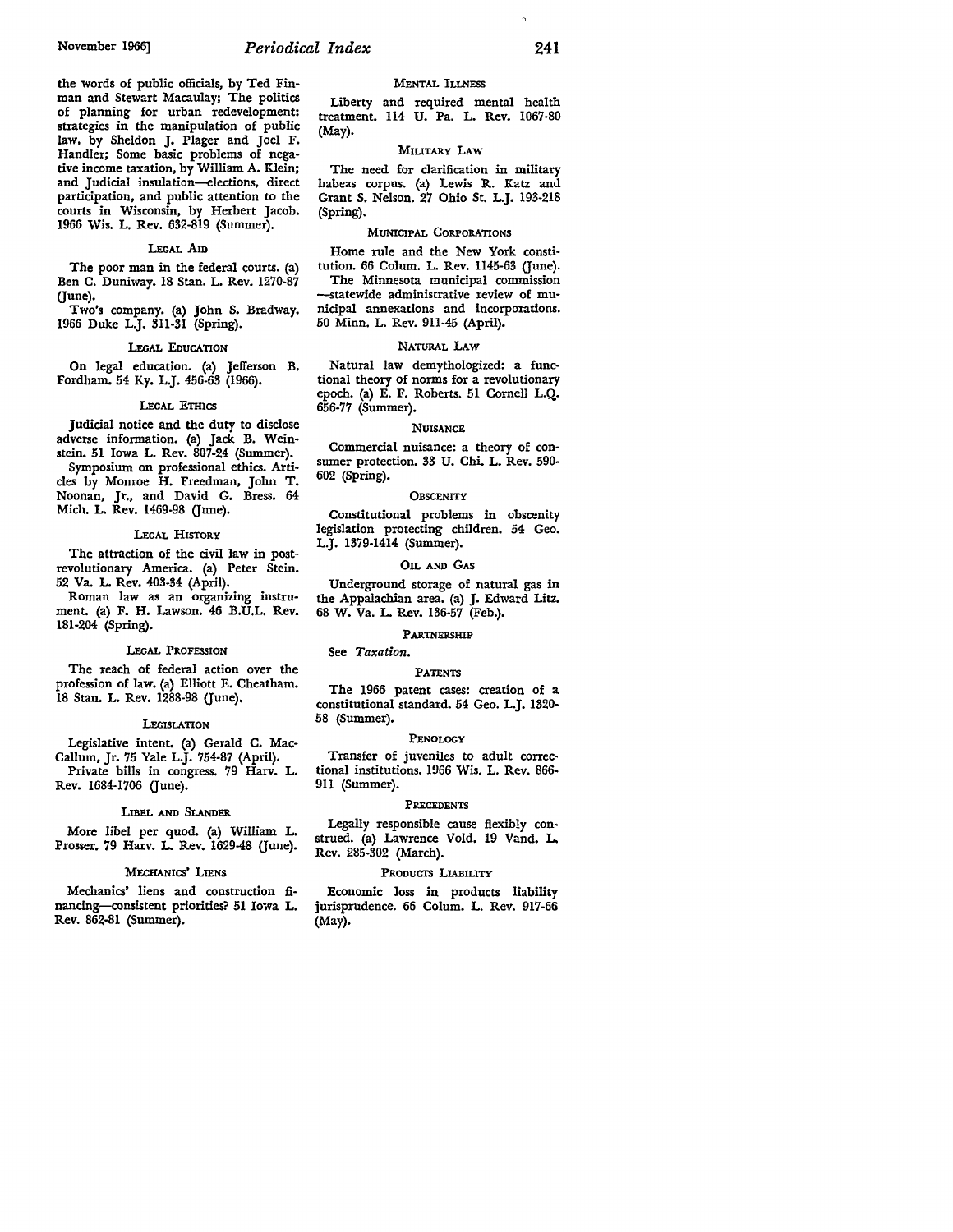the words of public officials, by Ted Finman and Stewart Macaulay; The politics of planning for urban redevelopment: strategies in the manipulation of public law, by Sheldon J. Plager and Joel F. Handler; Some basic problems of negative income taxation, by William A. Klein; and Judicial insulation—elections, direct participation, and public attention to the courts in Wisconsin, by Herbert Jacob. 1966 Wis. L. Rev. 632-819 (Summer).

### LEGAL AID

The poor man in the federal courts. (a) Ben C. Duniway. 18 Stan. L. Rev. 1270-87 (June).

Two's company. (a) John S. Bradway. 1966 Duke L.J. 311-31 (Spring).

### LEGAL EDUCATION

On legal education. (a) Jefferson B. Fordham. 54 Ky. L.J. 456-63 (1966).

### LEGAL ETHICS

Judicial notice and the duty to disclose adverse information. (a) Jack B. Weinstein. 51 Iowa L. Rev. 807-24 (Summer).

Symposium on professional ethics. Articles by Monroe H. Freedman, John T. Noonan, Jr., and David G. Bress. 64 Mich. L. Rev. 1469-98 (June).

### LEGAL HISTORY

The attraction of the civil law in post-revolutionary America. (a) Peter Stein. 52 Va. L. Rev. 403-34 (April).

Roman law as an organizing instrument. (a) F. H. Lawson. 46 B.U.L. Rev. 181-204 (Spring).

### LEGAL PROFESSION

The reach of federal action over the profession of law. (a) Elliott E. Cheatham. 18 Stan. L. Rev. 1288-98 (June).

### LEGISLATION

Legislative intent. (a) Gerald C. MacCallum, Jr. 75 Yale L.J. 754-87 (April).

Private bills in congress. 79 Harv. L. Rev. 1684-1706 (June).

### LIBEL AND SLANDER

More libel per quod. (a) William L. Prosser. 79 Harv. L. Rev. 1629-48 (June).

### MECHANICS' LIENS

Mechanics' liens and construction financing—consistent priorities? 51 Iowa L. Rev. 862-81 (Summer).

### MENTAL ILLNESS

Liberty and required mental health treatment. 114 U. Pa. L. Rev. 1067-80 (May).

### MILITARY LAW

The need for clarification in military habeas corpus. (a) Lewis R. Katz and Grant S. Nelson. 27 Ohio St. L.J. 193-218 (Spring).

### MUNICIPAL CORPORATIONS

Home rule and the New York constitution. 66 Colum. L. Rev. 1145-63 (June).

The Minnesota municipal commission —statewide administrative review of municipal annexations and incorporations. 50 Minn. L. Rev. 911-45 (April).

### NATURAL LAW

Natural law demythologized: a functional theory of norms for a revolutionary epoch. (a) E. F. Roberts. 51 Cornell L.Q. 656-77 (Summer).

### NUISANCE

Commercial nuisance: a theory of consumer protection. 33 U. Chi. L. Rev. 590-602 (Spring).

### OBSCENITY

Constitutional problems in obscenity legislation protecting children. 54 Geo. L.J. 1379-1414 (Summer).

### OIL AND GAS

Underground storage of natural gas in the Appalachian area. (a) J. Edward Litz. 68 W. Va. L. Rev. 136-57 (Feb.).

### PARTNERSHIP

See *Taxation*.

### PATENTS

The 1966 patent cases: creation of a constitutional standard. 54 Geo. L.J. 1320-58 (Summer).

### PENOLOGY

Transfer of juveniles to adult correctional institutions. 1966 Wis. L. Rev. 866-911 (Summer).

### PRECEDENTS

Legally responsible cause flexibly construed. (a) Lawrence Vold. 19 Vand. L. Rev. 285-302 (March).

### PRODUCTS LIABILITY

Economic loss in products liability jurisprudence. 66 Colum. L. Rev. 917-66 (May).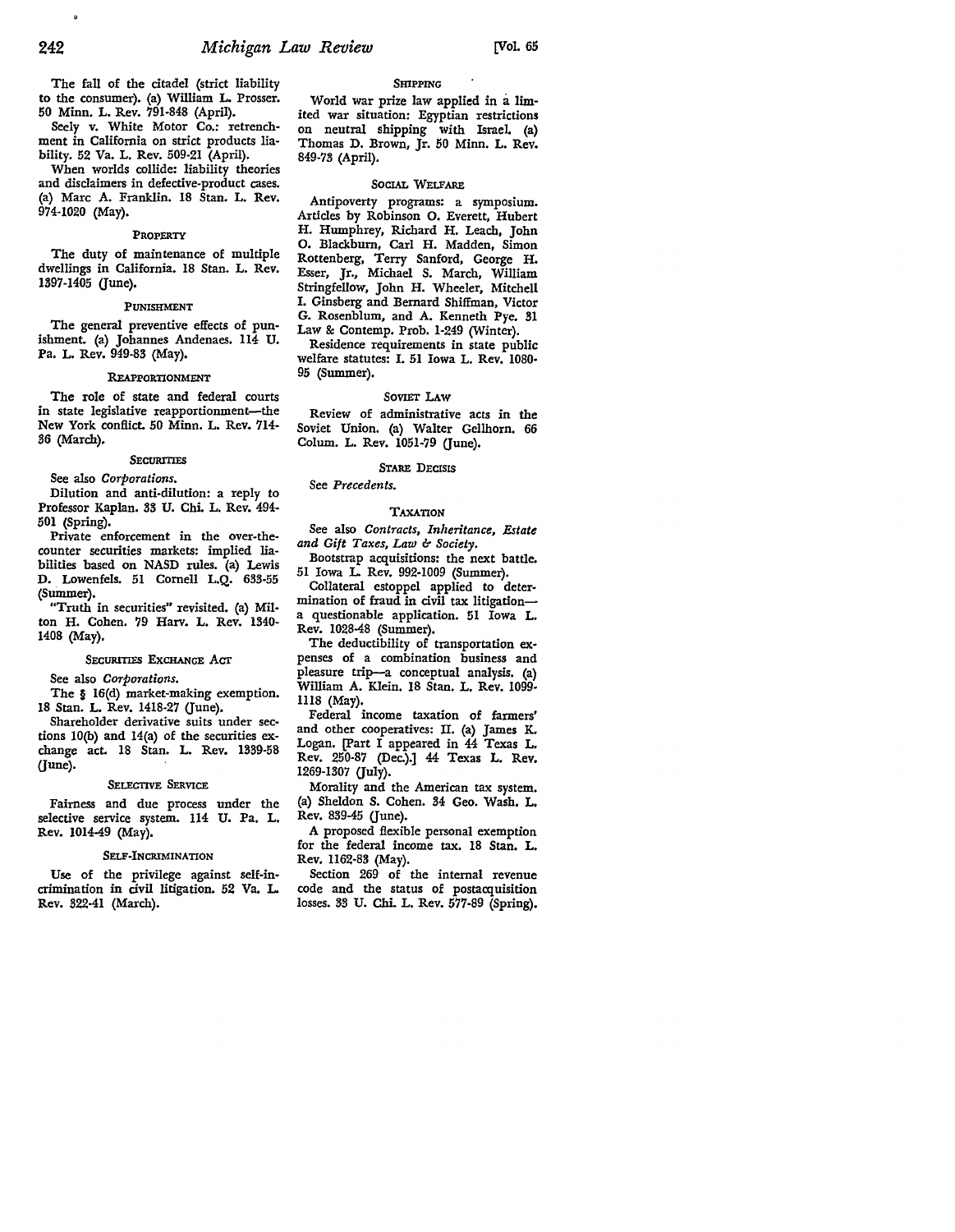The fall of the citadel (strict liability to the consumer). (a) William L. Prosser. 50 Minn. L. Rev. 791-848 (April).

Seely v. White Motor Co.: retrenchment in California on strict products liability. 52 Va. L. Rev. 509-21 (April).

When worlds collide: liability theories and disclaimers in defective-product cases. (a) Marc A. Franklin. 18 Stan. L. Rev. 974-1020 (May).

### PROPERTY

The duty of maintenance of multiple dwellings in California. 18 Stan. L. Rev. 1397-1405 (June).

### PUNISHMENT

The general preventive effects of punishment. (a) Johannes Andenaes. 114 U. Pa. L. Rev. 949-83 (May).

### REAPPORTIONMENT

The role of state and federal courts in state legislative reapportionment—the New York conflict. 50 Minn. L. Rev. 714-36 (March).

### SECURITIES

See also *Corporations.*

Dilution and anti-dilution: a reply to Professor Kaplan. 33 U. Chi. L. Rev. 494-501 (Spring).

Private enforcement in the over-the-counter securities markets: implied liabilities based on NASD rules. (a) Lewis D. Lowenfels. 51 Cornell L.Q. 633-55 (Summer).

"Truth in securities" revisited. (a) Milton H. Cohen. 79 Harv. L. Rev. 1340-1408 (May).

### SECURITIES EXCHANGE ACT

See also *Corporations.*

The § 16(d) market-making exemption. 18 Stan. L. Rev. 1418-27 (June).

Shareholder derivative suits under sections 10(b) and 14(a) of the securities exchange act. 18 Stan. L. Rev. 1339-58 (June).

### SELECTIVE SERVICE

Fairness and due process under the selective service system. 114 U. Pa. L. Rev. 1014-49 (May).

### SELF-INCRIMINATION

Use of the privilege against self-incrimination in civil litigation. 52 Va. L. Rev. 322-41 (March).

### SHIPPING

World war prize law applied in a limited war situation: Egyptian restrictions on neutral shipping with Israel. (a) Thomas D. Brown, Jr. 50 Minn. L. Rev. 849-73 (April).

### SOCIAL WELFARE

Antipoverty programs: a symposium. Articles by Robinson O. Everett, Hubert H. Humphrey, Richard H. Leach, John O. Blackburn, Carl H. Madden, Simon Rottenberg, Terry Sanford, George H. Esser, Jr., Michael S. March, William Stringfellow, John H. Wheeler, Mitchell I. Ginsberg and Bernard Shiffman, Victor G. Rosenblum, and A. Kenneth Pye. 31 Law & Contemp. Prob. 1-249 (Winter).

Residence requirements in state public welfare statutes: I. 51 Iowa L. Rev. 1080-95 (Summer).

### SOVIET LAW

Review of administrative acts in the Soviet Union. (a) Walter Gellhorn. 66 Colum. L. Rev. 1051-79 (June).

### STARE DECISIS

See *Precedents.*

### TAXATION

See also *Contracts, Inheritance, Estate and Gift Taxes, Law & Society.*

Bootstrap acquisitions: the next battle. 51 Iowa L. Rev. 992-1009 (Summer).

Collateral estoppel applied to determination of fraud in civil tax litigation—a questionable application. 51 Iowa L. Rev. 1028-48 (Summer).

The deductibility of transportation expenses of a combination business and pleasure trip—a conceptual analysis. (a) William A. Klein. 18 Stan. L. Rev. 1099-1118 (May).

Federal income taxation of farmers' and other cooperatives: II. (a) James K. Logan. [Part I appeared in 44 Texas L. Rev. 250-87 (Dec.).] 44 Texas L. Rev. 1269-1307 (July).

Morality and the American tax system. (a) Sheldon S. Cohen. 34 Geo. Wash. L. Rev. 839-45 (June).

A proposed flexible personal exemption for the federal income tax. 18 Stan. L. Rev. 1162-83 (May).

Section 269 of the internal revenue code and the status of postacquisition losses. 33 U. Chi. L. Rev. 577-89 (Spring).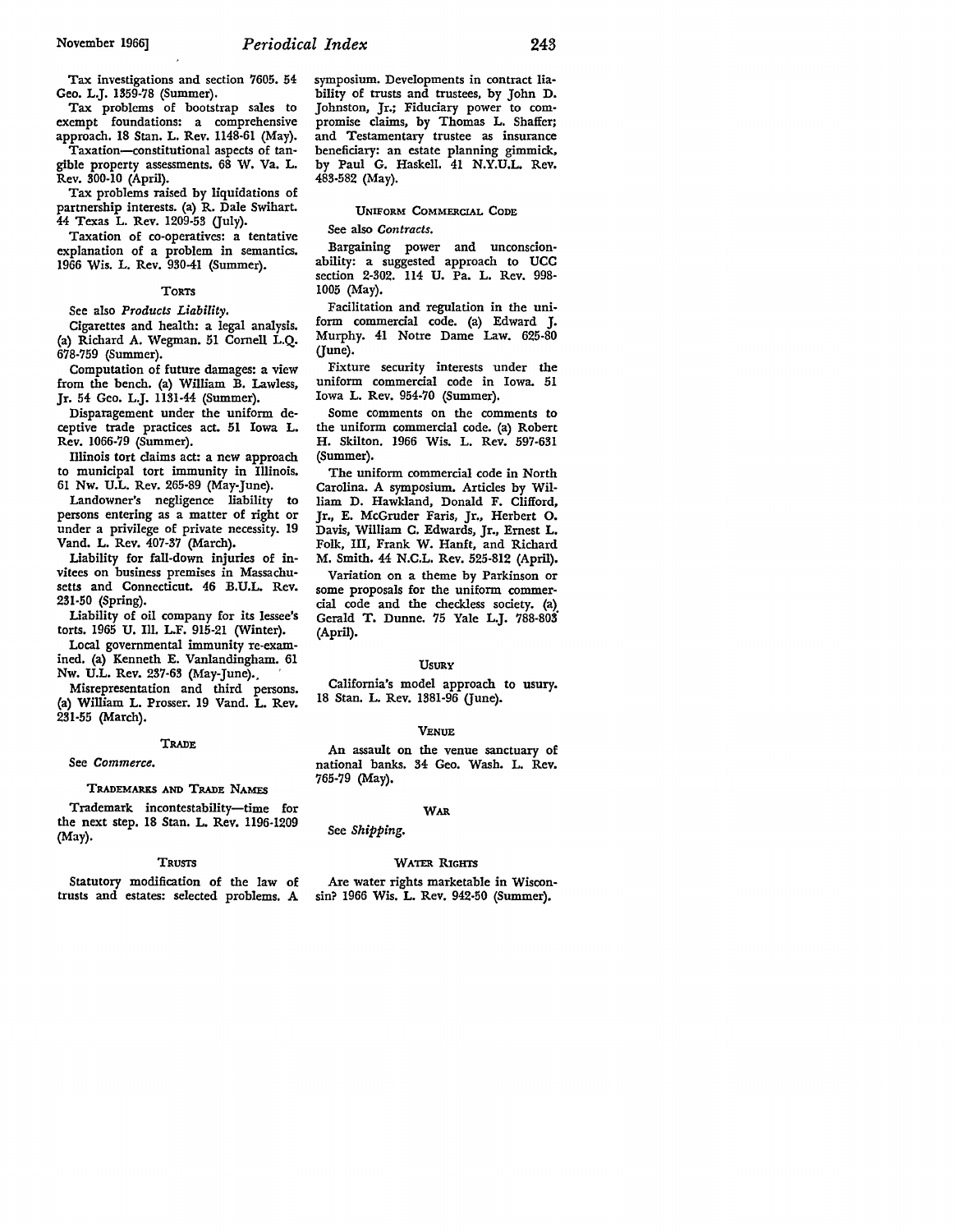Tax investigations and section 7605. 54 Geo. L.J. 1359-78 (Summer).

Tax problems of bootstrap sales to exempt foundations: a comprehensive approach. 18 Stan. L. Rev. 1148-61 (May).

Taxation—constitutional aspects of tangible property assessments. 68 W. Va. L. Rev. 300-10 (April).

Tax problems raised by liquidations of partnership interests. (a) R. Dale Swihart. 44 Texas L. Rev. 1209-53 (July).

Taxation of co-operatives: a tentative explanation of a problem in semantics. 1966 Wis. L. Rev. 930-41 (Summer).

### Torts

See also *Products Liability.*

Cigarettes and health: a legal analysis. (a) Richard A. Wegman. 51 Cornell L.Q. 678-759 (Summer).

Computation of future damages: a view from the bench. (a) William B. Lawless, Jr. 54 Geo. L.J. 1131-44 (Summer).

Disparagement under the uniform deceptive trade practices act. 51 Iowa L. Rev. 1066-79 (Summer).

Illinois tort claims act: a new approach to municipal tort immunity in Illinois. 61 Nw. U.L. Rev. 265-89 (May-June).

Landowner's negligence liability to persons entering as a matter of right or under a privilege of private necessity. 19 Vand. L. Rev. 407-37 (March).

Liability for fall-down injuries of invitees on business premises in Massachusetts and Connecticut. 46 B.U.L. Rev. 231-50 (Spring).

Liability of oil company for its lessee's torts. 1965 U. Ill. L.F. 915-21 (Winter).

Local governmental immunity re-examined. (a) Kenneth E. Vanlandingham. 61 Nw. U.L. Rev. 237-63 (May-June).

Misrepresentation and third persons. (a) William L. Prosser. 19 Vand. L. Rev. 231-55 (March).

### Trade

See *Commerce.*

### Trademarks and Trade Names

Trademark incontestability—time for the next step. 18 Stan. L. Rev. 1196-1209 (May).

### Trusts

Statutory modification of the law of trusts and estates: selected problems. A symposium. Developments in contract liability of trusts and trustees, by John D. Johnston, Jr.; Fiduciary power to compromise claims, by Thomas L. Shaffer; and Testamentary trustee as insurance beneficiary: an estate planning gimmick, by Paul G. Haskell. 41 N.Y.U.L. Rev. 483-582 (May).

### Uniform Commercial Code

See also *Contracts.*

Bargaining power and unconscionability: a suggested approach to UCC section 2-302. 114 U. Pa. L. Rev. 998-1005 (May).

Facilitation and regulation in the uniform commercial code. (a) Edward J. Murphy. 41 Notre Dame Law. 625-80 (June).

Fixture security interests under the uniform commercial code in Iowa. 51 Iowa L. Rev. 954-70 (Summer).

Some comments on the comments to the uniform commercial code. (a) Robert H. Skilton. 1966 Wis. L. Rev. 597-631 (Summer).

The uniform commercial code in North Carolina. A symposium. Articles by William D. Hawkland, Donald F. Clifford, Jr., E. McGruder Faris, Jr., Herbert O. Davis, William C. Edwards, Jr., Ernest L. Folk, III, Frank W. Hanft, and Richard M. Smith. 44 N.C.L. Rev. 525-812 (April).

Variation on a theme by Parkinson or some proposals for the uniform commercial code and the checkless society. (a) Gerald T. Dunne. 75 Yale L.J. 788-803 (April).

### Usury

California's model approach to usury. 18 Stan. L. Rev. 1381-96 (June).

### Venue

An assault on the venue sanctuary of national banks. 34 Geo. Wash. L. Rev. 765-79 (May).

### War

See *Shipping.*

### Water Rights

Are water rights marketable in Wisconsin? 1966 Wis. L. Rev. 942-50 (Summer).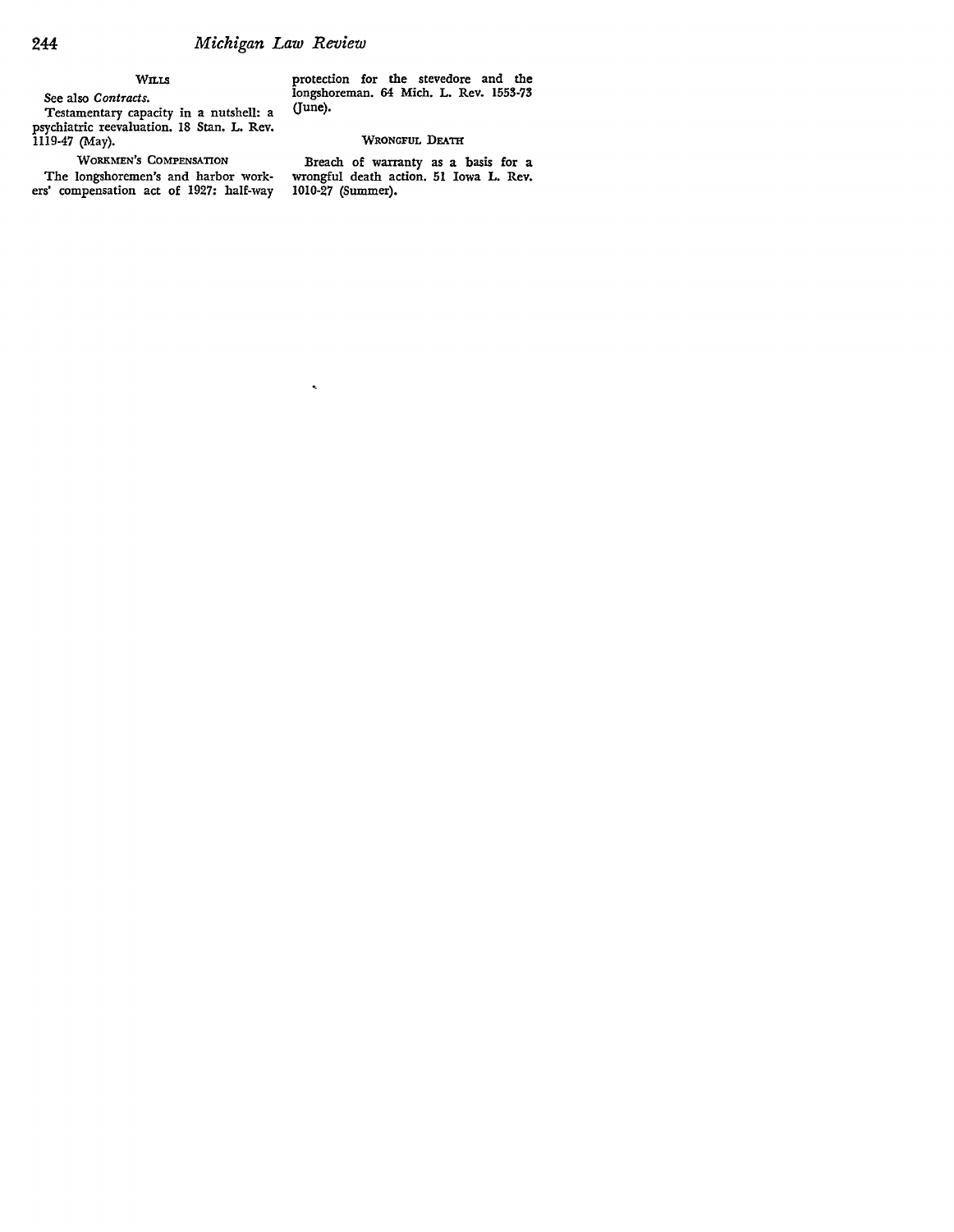### WILLS

See also *Contracts*.

Testamentary capacity in a nutshell: a psychiatric reevaluation. 18 Stan. L. Rev. 1119-47 (May).

### WORKMEN'S COMPENSATION

The longshoremen's and harbor workers' compensation act of 1927: half-way protection for the stevedore and the longshoreman. 64 Mich. L. Rev. 1553-73 (June).

### WRONGFUL DEATH

Breach of warranty as a basis for a wrongful death action. 51 Iowa L. Rev. 1010-27 (Summer).